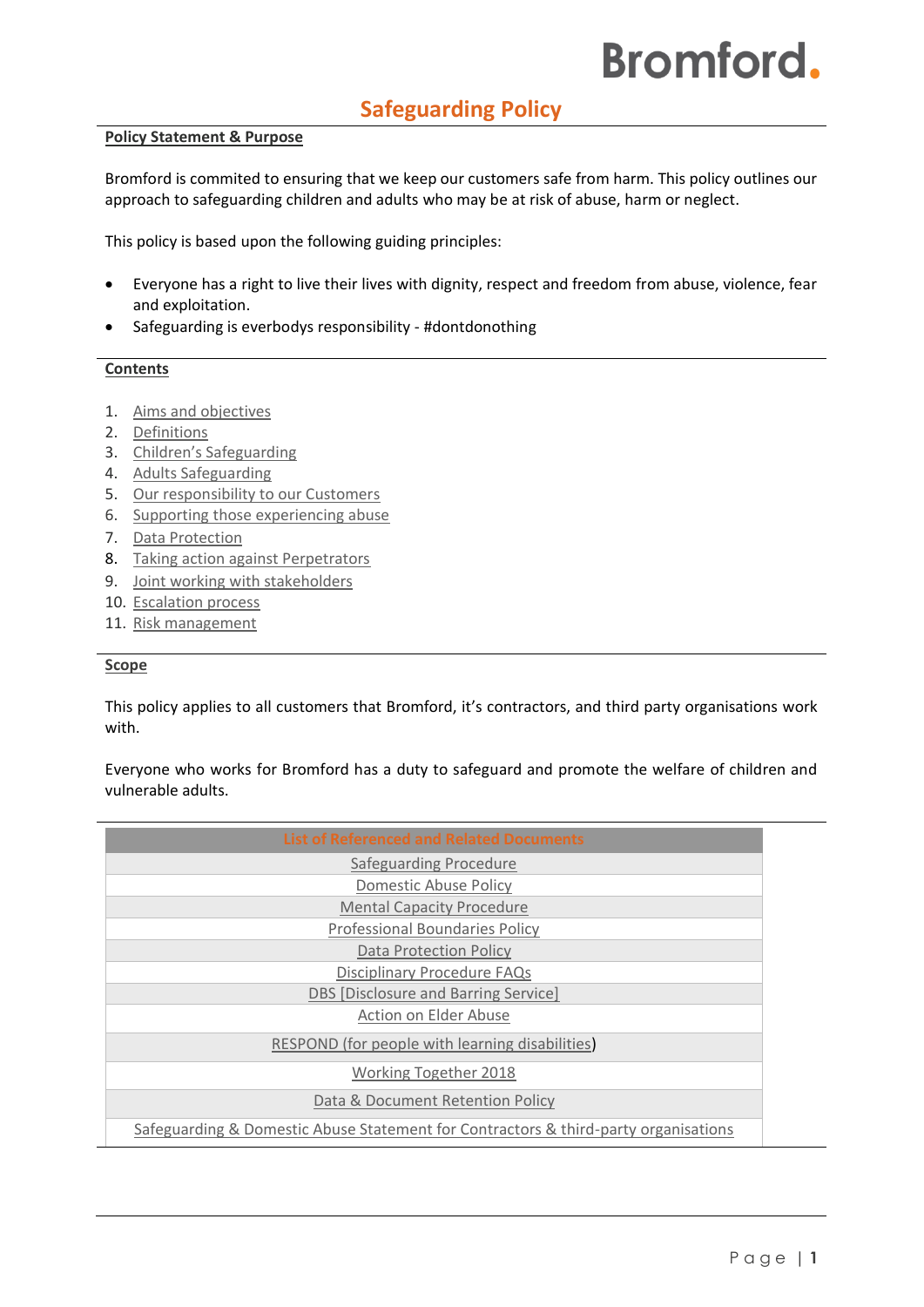Bromford.

# Safeguarding Policy

**Policy Statement & Purpose**

Bromford is commited to ensuring that we keep our customers safe from harm. This policy outlines our approach to safeguarding children and adults who may be at risk of abuse, harm or neglect.

This policy is based upon the following guiding principles:

- Everyone has a right to live their lives with dignity, respect and freedom from abuse, violence, fear and exploitation.
- Safeguarding is everbodys responsibility - #dontdonothing

**Contents**

1. Aims and objectives
2. Definitions
3. Children's Safeguarding
4. Adults Safeguarding
5. Our responsibility to our Customers
6. Supporting those experiencing abuse
7. Data Protection
8. Taking action against Perpetrators
9. Joint working with stakeholders
10. Escalation process
11. Risk management

**Scope**

This policy applies to all customers that Bromford, it's contractors, and third party organisations work with.

Everyone who works for Bromford has a duty to safeguard and promote the welfare of children and vulnerable adults.

| List of Referenced and Related Documents |
|---|
| Safeguarding Procedure |
| Domestic Abuse Policy |
| Mental Capacity Procedure |
| Professional Boundaries Policy |
| Data Protection Policy |
| Disciplinary Procedure FAQs |
| DBS [Disclosure and Barring Service] |
| Action on Elder Abuse |
| RESPOND (for people with learning disabilities) |
| Working Together 2018 |
| Data & Document Retention Policy |
| Safeguarding & Domestic Abuse Statement for Contractors & third-party organisations |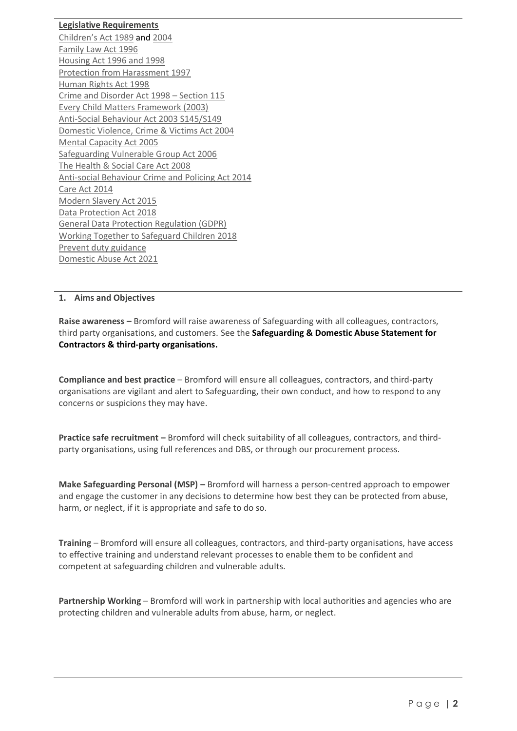**Legislative Requirements**

Children's Act 1989 and 2004
Family Law Act 1996
Housing Act 1996 and 1998
Protection from Harassment 1997
Human Rights Act 1998
Crime and Disorder Act 1998 – Section 115
Every Child Matters Framework (2003)
Anti-Social Behaviour Act 2003 S145/S149
Domestic Violence, Crime & Victims Act 2004
Mental Capacity Act 2005
Safeguarding Vulnerable Group Act 2006
The Health & Social Care Act 2008
Anti-social Behaviour Crime and Policing Act 2014
Care Act 2014
Modern Slavery Act 2015
Data Protection Act 2018
General Data Protection Regulation (GDPR)
Working Together to Safeguard Children 2018
Prevent duty guidance
Domestic Abuse Act 2021

## 1. Aims and Objectives

**Raise awareness –** Bromford will raise awareness of Safeguarding with all colleagues, contractors, third party organisations, and customers. See the **Safeguarding & Domestic Abuse Statement for Contractors & third-party organisations.**

**Compliance and best practice** – Bromford will ensure all colleagues, contractors, and third-party organisations are vigilant and alert to Safeguarding, their own conduct, and how to respond to any concerns or suspicions they may have.

**Practice safe recruitment –** Bromford will check suitability of all colleagues, contractors, and third-party organisations, using full references and DBS, or through our procurement process.

**Make Safeguarding Personal (MSP) –** Bromford will harness a person-centred approach to empower and engage the customer in any decisions to determine how best they can be protected from abuse, harm, or neglect, if it is appropriate and safe to do so.

**Training** – Bromford will ensure all colleagues, contractors, and third-party organisations, have access to effective training and understand relevant processes to enable them to be confident and competent at safeguarding children and vulnerable adults.

**Partnership Working** – Bromford will work in partnership with local authorities and agencies who are protecting children and vulnerable adults from abuse, harm, or neglect.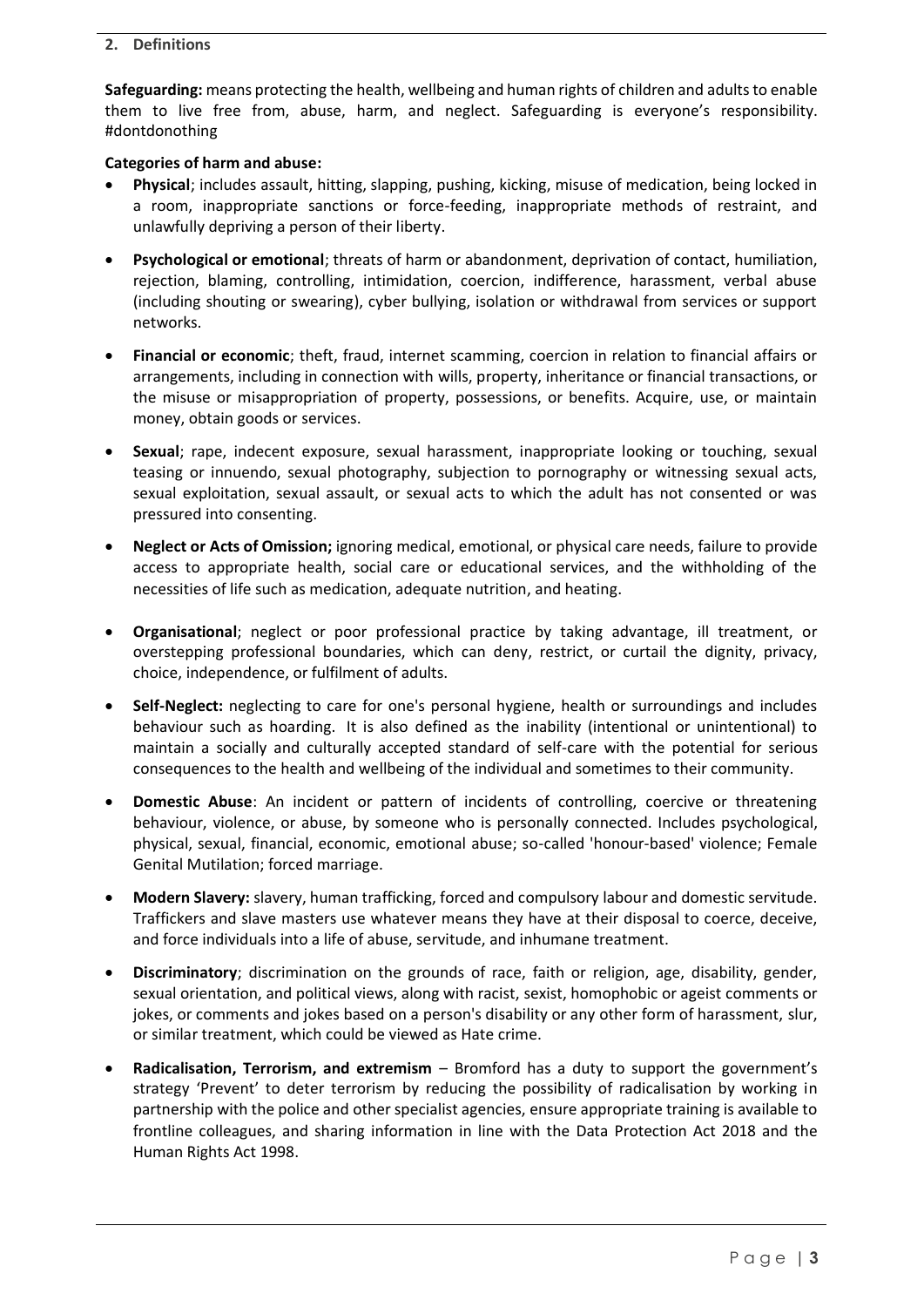## 2. Definitions

**Safeguarding:** means protecting the health, wellbeing and human rights of children and adults to enable them to live free from, abuse, harm, and neglect. Safeguarding is everyone's responsibility. #dontdonothing

**Categories of harm and abuse:**

- **Physical**; includes assault, hitting, slapping, pushing, kicking, misuse of medication, being locked in a room, inappropriate sanctions or force-feeding, inappropriate methods of restraint, and unlawfully depriving a person of their liberty.
- **Psychological or emotional**; threats of harm or abandonment, deprivation of contact, humiliation, rejection, blaming, controlling, intimidation, coercion, indifference, harassment, verbal abuse (including shouting or swearing), cyber bullying, isolation or withdrawal from services or support networks.
- **Financial or economic**; theft, fraud, internet scamming, coercion in relation to financial affairs or arrangements, including in connection with wills, property, inheritance or financial transactions, or the misuse or misappropriation of property, possessions, or benefits. Acquire, use, or maintain money, obtain goods or services.
- **Sexual**; rape, indecent exposure, sexual harassment, inappropriate looking or touching, sexual teasing or innuendo, sexual photography, subjection to pornography or witnessing sexual acts, sexual exploitation, sexual assault, or sexual acts to which the adult has not consented or was pressured into consenting.
- **Neglect or Acts of Omission;** ignoring medical, emotional, or physical care needs, failure to provide access to appropriate health, social care or educational services, and the withholding of the necessities of life such as medication, adequate nutrition, and heating.
- **Organisational**; neglect or poor professional practice by taking advantage, ill treatment, or overstepping professional boundaries, which can deny, restrict, or curtail the dignity, privacy, choice, independence, or fulfilment of adults.
- **Self-Neglect:** neglecting to care for one's personal hygiene, health or surroundings and includes behaviour such as hoarding. It is also defined as the inability (intentional or unintentional) to maintain a socially and culturally accepted standard of self-care with the potential for serious consequences to the health and wellbeing of the individual and sometimes to their community.
- **Domestic Abuse**: An incident or pattern of incidents of controlling, coercive or threatening behaviour, violence, or abuse, by someone who is personally connected. Includes psychological, physical, sexual, financial, economic, emotional abuse; so-called 'honour-based' violence; Female Genital Mutilation; forced marriage.
- **Modern Slavery:** slavery, human trafficking, forced and compulsory labour and domestic servitude. Traffickers and slave masters use whatever means they have at their disposal to coerce, deceive, and force individuals into a life of abuse, servitude, and inhumane treatment.
- **Discriminatory**; discrimination on the grounds of race, faith or religion, age, disability, gender, sexual orientation, and political views, along with racist, sexist, homophobic or ageist comments or jokes, or comments and jokes based on a person's disability or any other form of harassment, slur, or similar treatment, which could be viewed as Hate crime.
- **Radicalisation, Terrorism, and extremism** – Bromford has a duty to support the government's strategy 'Prevent' to deter terrorism by reducing the possibility of radicalisation by working in partnership with the police and other specialist agencies, ensure appropriate training is available to frontline colleagues, and sharing information in line with the Data Protection Act 2018 and the Human Rights Act 1998.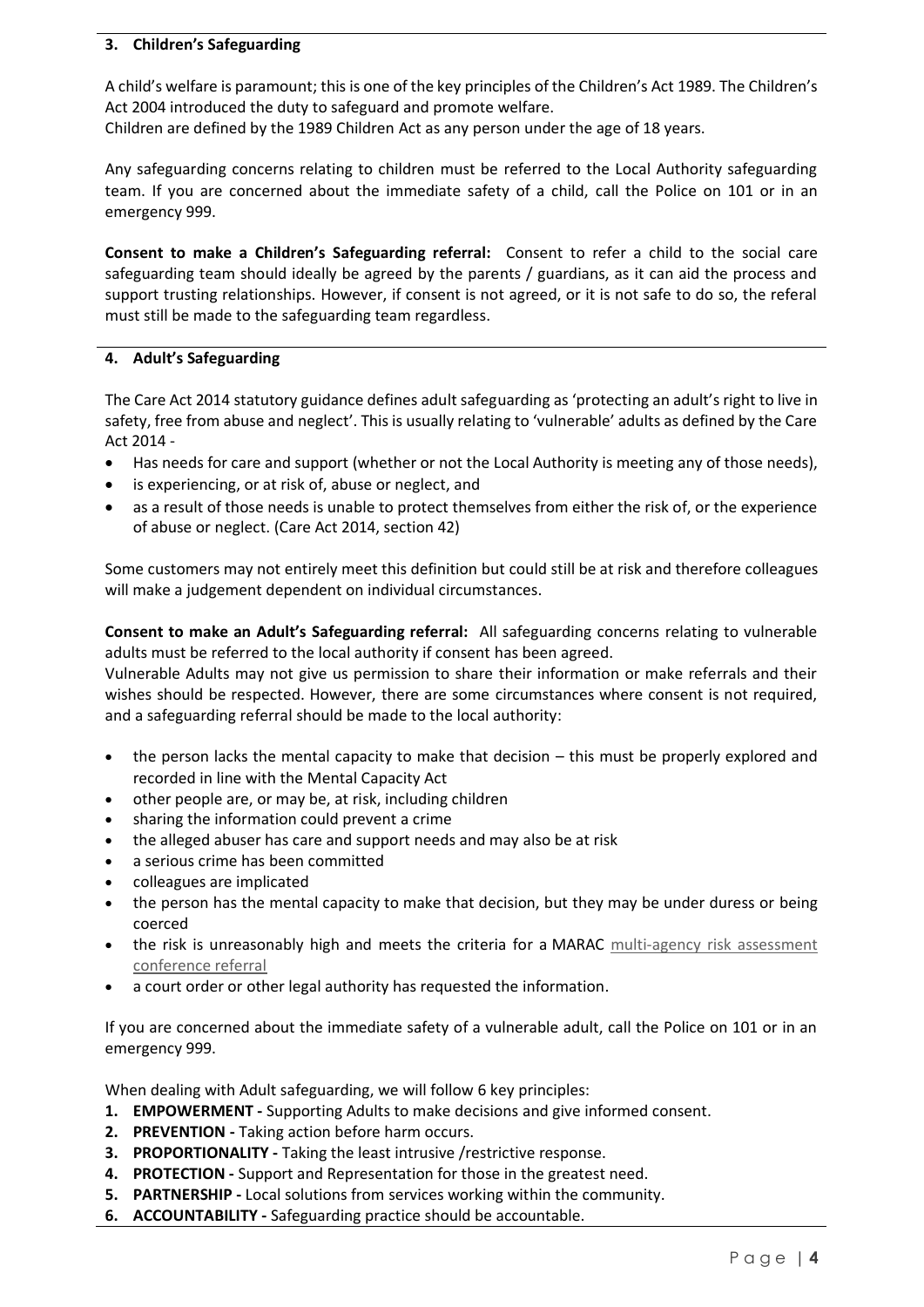## 3. Children's Safeguarding

A child's welfare is paramount; this is one of the key principles of the Children's Act 1989. The Children's Act 2004 introduced the duty to safeguard and promote welfare.
Children are defined by the 1989 Children Act as any person under the age of 18 years.

Any safeguarding concerns relating to children must be referred to the Local Authority safeguarding team. If you are concerned about the immediate safety of a child, call the Police on 101 or in an emergency 999.

**Consent to make a Children's Safeguarding referral:** Consent to refer a child to the social care safeguarding team should ideally be agreed by the parents / guardians, as it can aid the process and support trusting relationships. However, if consent is not agreed, or it is not safe to do so, the referal must still be made to the safeguarding team regardless.

## 4. Adult's Safeguarding

The Care Act 2014 statutory guidance defines adult safeguarding as 'protecting an adult's right to live in safety, free from abuse and neglect'. This is usually relating to 'vulnerable' adults as defined by the Care Act 2014 -

- Has needs for care and support (whether or not the Local Authority is meeting any of those needs),
- is experiencing, or at risk of, abuse or neglect, and
- as a result of those needs is unable to protect themselves from either the risk of, or the experience of abuse or neglect. (Care Act 2014, section 42)

Some customers may not entirely meet this definition but could still be at risk and therefore colleagues will make a judgement dependent on individual circumstances.

**Consent to make an Adult's Safeguarding referral:** All safeguarding concerns relating to vulnerable adults must be referred to the local authority if consent has been agreed.
Vulnerable Adults may not give us permission to share their information or make referrals and their wishes should be respected. However, there are some circumstances where consent is not required, and a safeguarding referral should be made to the local authority:

- the person lacks the mental capacity to make that decision – this must be properly explored and recorded in line with the Mental Capacity Act
- other people are, or may be, at risk, including children
- sharing the information could prevent a crime
- the alleged abuser has care and support needs and may also be at risk
- a serious crime has been committed
- colleagues are implicated
- the person has the mental capacity to make that decision, but they may be under duress or being coerced
- the risk is unreasonably high and meets the criteria for a MARAC multi-agency risk assessment conference referral
- a court order or other legal authority has requested the information.

If you are concerned about the immediate safety of a vulnerable adult, call the Police on 101 or in an emergency 999.

When dealing with Adult safeguarding, we will follow 6 key principles:

1. **EMPOWERMENT -** Supporting Adults to make decisions and give informed consent.
2. **PREVENTION -** Taking action before harm occurs.
3. **PROPORTIONALITY -** Taking the least intrusive /restrictive response.
4. **PROTECTION -** Support and Representation for those in the greatest need.
5. **PARTNERSHIP -** Local solutions from services working within the community.
6. **ACCOUNTABILITY -** Safeguarding practice should be accountable.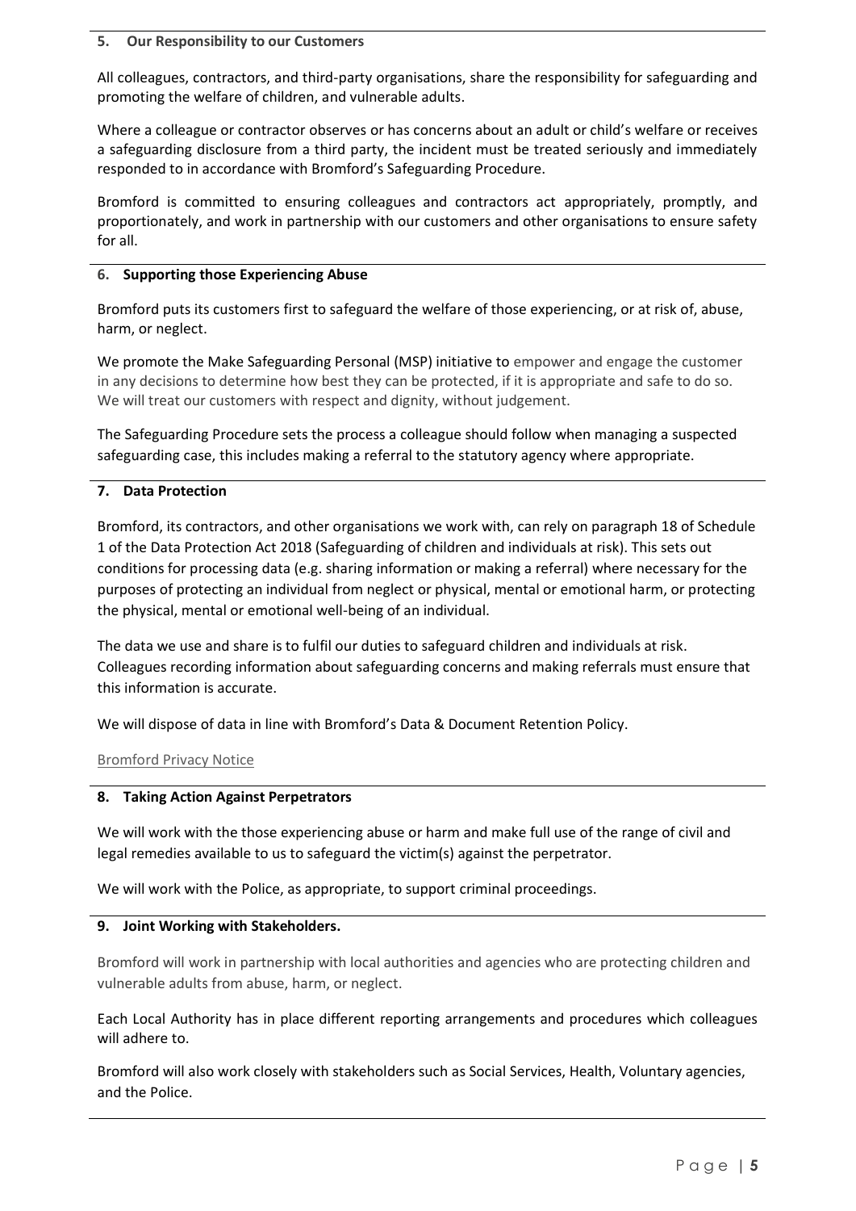## 5. Our Responsibility to our Customers

All colleagues, contractors, and third-party organisations, share the responsibility for safeguarding and promoting the welfare of children, and vulnerable adults.

Where a colleague or contractor observes or has concerns about an adult or child's welfare or receives a safeguarding disclosure from a third party, the incident must be treated seriously and immediately responded to in accordance with Bromford's Safeguarding Procedure.

Bromford is committed to ensuring colleagues and contractors act appropriately, promptly, and proportionately, and work in partnership with our customers and other organisations to ensure safety for all.

## 6. Supporting those Experiencing Abuse

Bromford puts its customers first to safeguard the welfare of those experiencing, or at risk of, abuse, harm, or neglect.

We promote the Make Safeguarding Personal (MSP) initiative to empower and engage the customer in any decisions to determine how best they can be protected, if it is appropriate and safe to do so. We will treat our customers with respect and dignity, without judgement.

The Safeguarding Procedure sets the process a colleague should follow when managing a suspected safeguarding case, this includes making a referral to the statutory agency where appropriate.

## 7. Data Protection

Bromford, its contractors, and other organisations we work with, can rely on paragraph 18 of Schedule 1 of the Data Protection Act 2018 (Safeguarding of children and individuals at risk). This sets out conditions for processing data (e.g. sharing information or making a referral) where necessary for the purposes of protecting an individual from neglect or physical, mental or emotional harm, or protecting the physical, mental or emotional well-being of an individual.

The data we use and share is to fulfil our duties to safeguard children and individuals at risk. Colleagues recording information about safeguarding concerns and making referrals must ensure that this information is accurate.

We will dispose of data in line with Bromford's Data & Document Retention Policy.

Bromford Privacy Notice

## 8. Taking Action Against Perpetrators

We will work with the those experiencing abuse or harm and make full use of the range of civil and legal remedies available to us to safeguard the victim(s) against the perpetrator.

We will work with the Police, as appropriate, to support criminal proceedings.

## 9. Joint Working with Stakeholders.

Bromford will work in partnership with local authorities and agencies who are protecting children and vulnerable adults from abuse, harm, or neglect.

Each Local Authority has in place different reporting arrangements and procedures which colleagues will adhere to.

Bromford will also work closely with stakeholders such as Social Services, Health, Voluntary agencies, and the Police.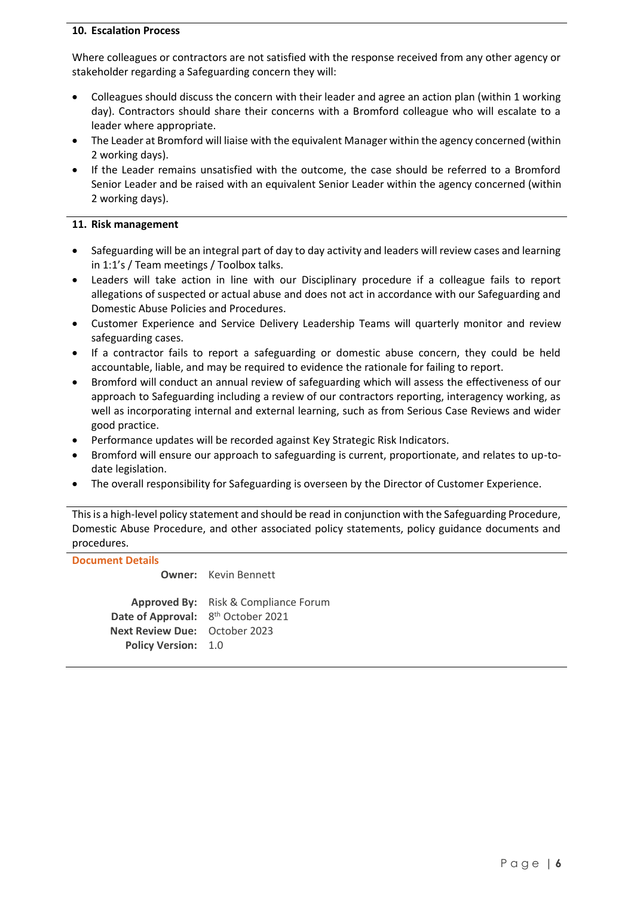## 10. Escalation Process

Where colleagues or contractors are not satisfied with the response received from any other agency or stakeholder regarding a Safeguarding concern they will:

- Colleagues should discuss the concern with their leader and agree an action plan (within 1 working day). Contractors should share their concerns with a Bromford colleague who will escalate to a leader where appropriate.
- The Leader at Bromford will liaise with the equivalent Manager within the agency concerned (within 2 working days).
- If the Leader remains unsatisfied with the outcome, the case should be referred to a Bromford Senior Leader and be raised with an equivalent Senior Leader within the agency concerned (within 2 working days).

## 11. Risk management

- Safeguarding will be an integral part of day to day activity and leaders will review cases and learning in 1:1's / Team meetings / Toolbox talks.
- Leaders will take action in line with our Disciplinary procedure if a colleague fails to report allegations of suspected or actual abuse and does not act in accordance with our Safeguarding and Domestic Abuse Policies and Procedures.
- Customer Experience and Service Delivery Leadership Teams will quarterly monitor and review safeguarding cases.
- If a contractor fails to report a safeguarding or domestic abuse concern, they could be held accountable, liable, and may be required to evidence the rationale for failing to report.
- Bromford will conduct an annual review of safeguarding which will assess the effectiveness of our approach to Safeguarding including a review of our contractors reporting, interagency working, as well as incorporating internal and external learning, such as from Serious Case Reviews and wider good practice.
- Performance updates will be recorded against Key Strategic Risk Indicators.
- Bromford will ensure our approach to safeguarding is current, proportionate, and relates to up-to-date legislation.
- The overall responsibility for Safeguarding is overseen by the Director of Customer Experience.

This is a high-level policy statement and should be read in conjunction with the Safeguarding Procedure, Domestic Abuse Procedure, and other associated policy statements, policy guidance documents and procedures.

**Document Details**

**Owner:** Kevin Bennett

**Approved By:** Risk & Compliance Forum
**Date of Approval:** 8th October 2021
**Next Review Due:** October 2023
**Policy Version:** 1.0